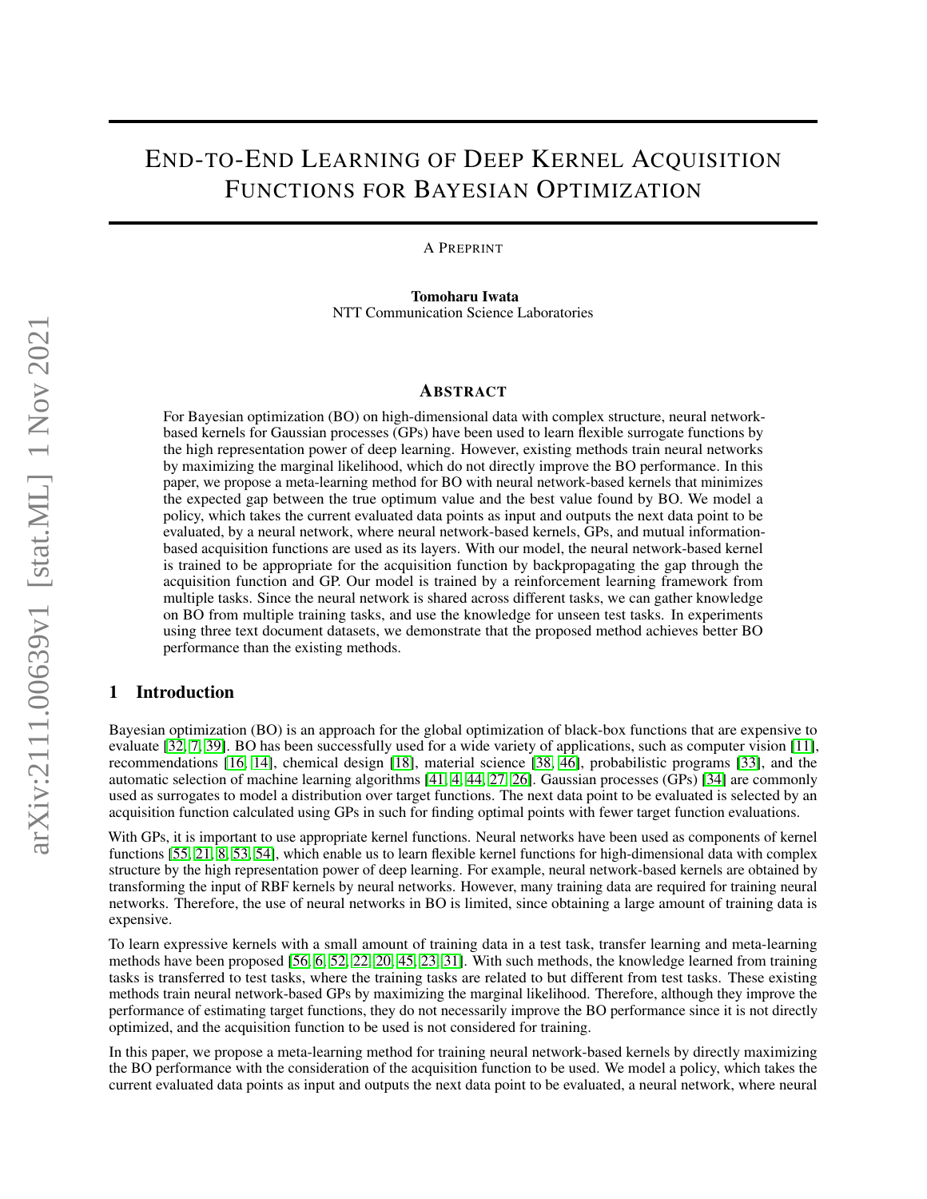# End-to-End Learning of Deep Kernel Acquisition Functions for Bayesian Optimization

A Preprint

**Tomoharu Iwata**
NTT Communication Science Laboratories

## Abstract

For Bayesian optimization (BO) on high-dimensional data with complex structure, neural network-based kernels for Gaussian processes (GPs) have been used to learn flexible surrogate functions by the high representation power of deep learning. However, existing methods train neural networks by maximizing the marginal likelihood, which do not directly improve the BO performance. In this paper, we propose a meta-learning method for BO with neural network-based kernels that minimizes the expected gap between the true optimum value and the best value found by BO. We model a policy, which takes the current evaluated data points as input and outputs the next data point to be evaluated, by a neural network, where neural network-based kernels, GPs, and mutual information-based acquisition functions are used as its layers. With our model, the neural network-based kernel is trained to be appropriate for the acquisition function by backpropagating the gap through the acquisition function and GP. Our model is trained by a reinforcement learning framework from multiple tasks. Since the neural network is shared across different tasks, we can gather knowledge on BO from multiple training tasks, and use the knowledge for unseen test tasks. In experiments using three text document datasets, we demonstrate that the proposed method achieves better BO performance than the existing methods.

## 1 Introduction

Bayesian optimization (BO) is an approach for the global optimization of black-box functions that are expensive to evaluate [32, 7, 39]. BO has been successfully used for a wide variety of applications, such as computer vision [11], recommendations [16, 14], chemical design [18], material science [38, 46], probabilistic programs [33], and the automatic selection of machine learning algorithms [41, 4, 44, 27, 26]. Gaussian processes (GPs) [34] are commonly used as surrogates to model a distribution over target functions. The next data point to be evaluated is selected by an acquisition function calculated using GPs in such for finding optimal points with fewer target function evaluations.

With GPs, it is important to use appropriate kernel functions. Neural networks have been used as components of kernel functions [55, 21, 8, 53, 54], which enable us to learn flexible kernel functions for high-dimensional data with complex structure by the high representation power of deep learning. For example, neural network-based kernels are obtained by transforming the input of RBF kernels by neural networks. However, many training data are required for training neural networks. Therefore, the use of neural networks in BO is limited, since obtaining a large amount of training data is expensive.

To learn expressive kernels with a small amount of training data in a test task, transfer learning and meta-learning methods have been proposed [56, 6, 52, 22, 20, 45, 23, 31]. With such methods, the knowledge learned from training tasks is transferred to test tasks, where the training tasks are related to but different from test tasks. These existing methods train neural network-based GPs by maximizing the marginal likelihood. Therefore, although they improve the performance of estimating target functions, they do not necessarily improve the BO performance since it is not directly optimized, and the acquisition function to be used is not considered for training.

In this paper, we propose a meta-learning method for training neural network-based kernels by directly maximizing the BO performance with the consideration of the acquisition function to be used. We model a policy, which takes the current evaluated data points as input and outputs the next data point to be evaluated, a neural network, where neural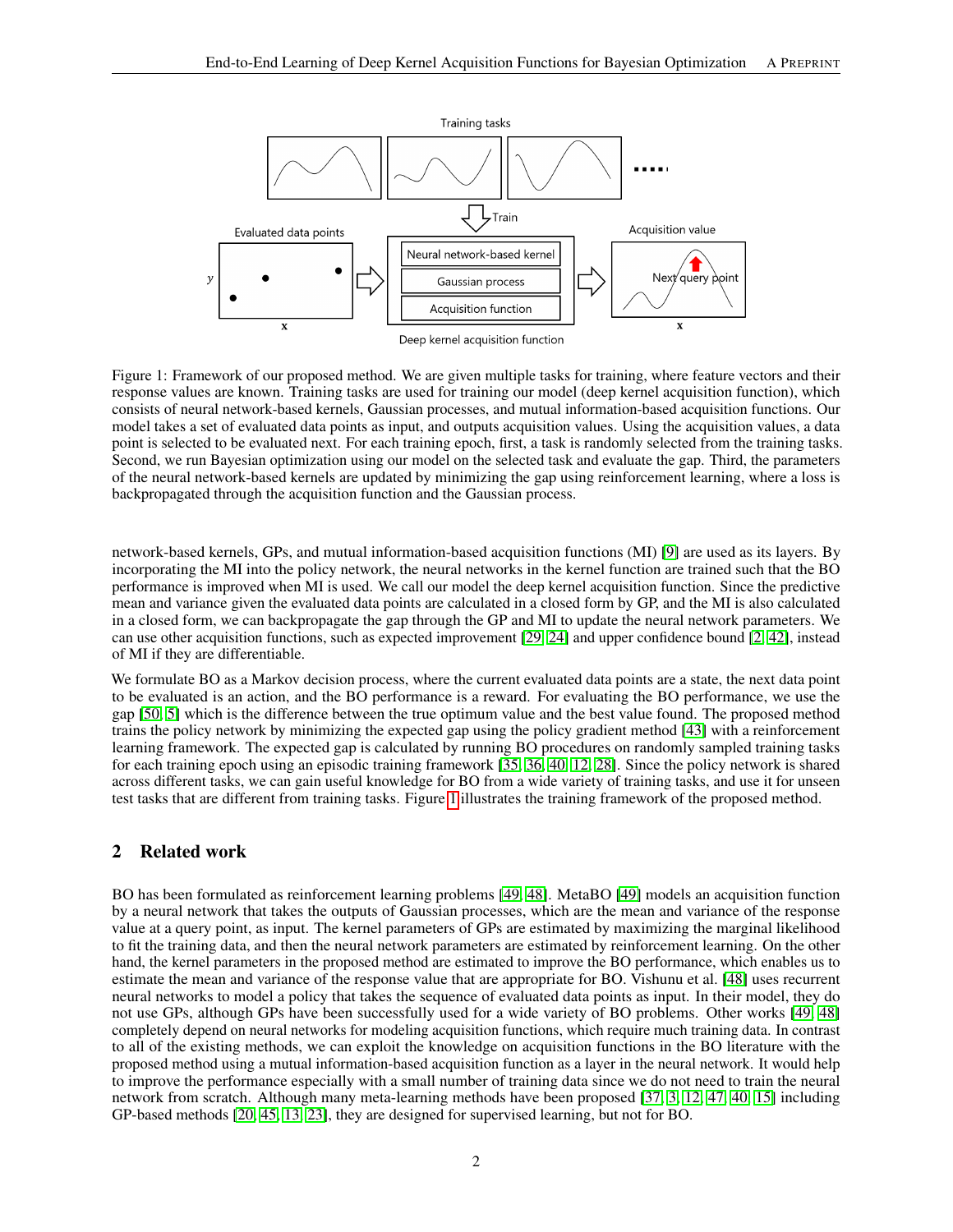Figure 1: Framework of our proposed method. We are given multiple tasks for training, where feature vectors and their response values are known. Training tasks are used for training our model (deep kernel acquisition function), which consists of neural network-based kernels, Gaussian processes, and mutual information-based acquisition functions. Our model takes a set of evaluated data points as input, and outputs acquisition values. Using the acquisition values, a data point is selected to be evaluated next. For each training epoch, first, a task is randomly selected from the training tasks. Second, we run Bayesian optimization using our model on the selected task and evaluate the gap. Third, the parameters of the neural network-based kernels are updated by minimizing the gap using reinforcement learning, where a loss is backpropagated through the acquisition function and the Gaussian process.

network-based kernels, GPs, and mutual information-based acquisition functions (MI) [9] are used as its layers. By incorporating the MI into the policy network, the neural networks in the kernel function are trained such that the BO performance is improved when MI is used. We call our model the deep kernel acquisition function. Since the predictive mean and variance given the evaluated data points are calculated in a closed form by GP, and the MI is also calculated in a closed form, we can backpropagate the gap through the GP and MI to update the neural network parameters. We can use other acquisition functions, such as expected improvement [29, 24] and upper confidence bound [2, 42], instead of MI if they are differentiable.

We formulate BO as a Markov decision process, where the current evaluated data points are a state, the next data point to be evaluated is an action, and the BO performance is a reward. For evaluating the BO performance, we use the gap [50, 5] which is the difference between the true optimum value and the best value found. The proposed method trains the policy network by minimizing the expected gap using the policy gradient method [43] with a reinforcement learning framework. The expected gap is calculated by running BO procedures on randomly sampled training tasks for each training epoch using an episodic training framework [35, 36, 40, 12, 28]. Since the policy network is shared across different tasks, we can gain useful knowledge for BO from a wide variety of training tasks, and use it for unseen test tasks that are different from training tasks. Figure 1 illustrates the training framework of the proposed method.

## 2 Related work

BO has been formulated as reinforcement learning problems [49, 48]. MetaBO [49] models an acquisition function by a neural network that takes the outputs of Gaussian processes, which are the mean and variance of the response value at a query point, as input. The kernel parameters of GPs are estimated by maximizing the marginal likelihood to fit the training data, and then the neural network parameters are estimated by reinforcement learning. On the other hand, the kernel parameters in the proposed method are estimated to improve the BO performance, which enables us to estimate the mean and variance of the response value that are appropriate for BO. Vishunu et al. [48] uses recurrent neural networks to model a policy that takes the sequence of evaluated data points as input. In their model, they do not use GPs, although GPs have been successfully used for a wide variety of BO problems. Other works [49, 48] completely depend on neural networks for modeling acquisition functions, which require much training data. In contrast to all of the existing methods, we can exploit the knowledge on acquisition functions in the BO literature with the proposed method using a mutual information-based acquisition function as a layer in the neural network. It would help to improve the performance especially with a small number of training data since we do not need to train the neural network from scratch. Although many meta-learning methods have been proposed [37, 3, 12, 47, 40, 15] including GP-based methods [20, 45, 13, 23], they are designed for supervised learning, but not for BO.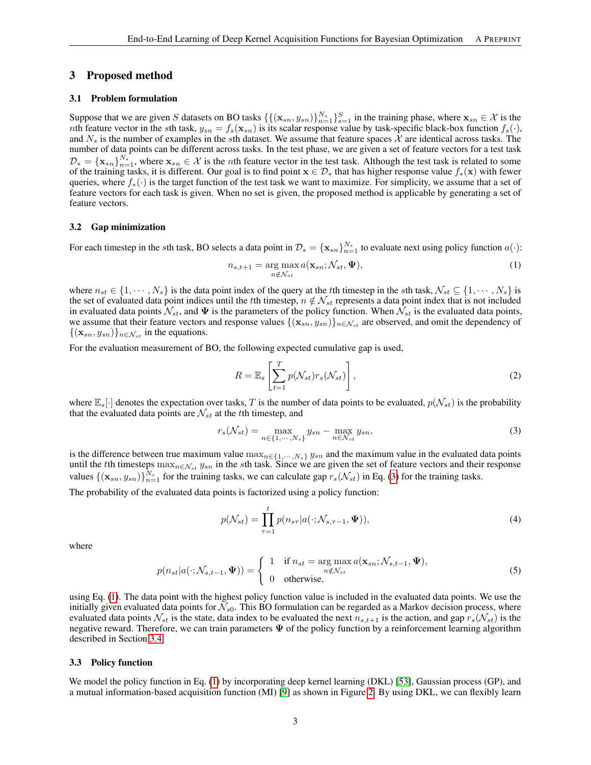## 3 Proposed method

### 3.1 Problem formulation

Suppose that we are given $S$ datasets on BO tasks $\{\{(\mathbf{x}_{sn}, y_{sn})\}_{n=1}^{N_s}\}_{s=1}^{S}$ in the training phase, where $\mathbf{x}_{sn} \in \mathcal{X}$ is the $n$th feature vector in the $s$th task, $y_{sn} = f_s(\mathbf{x}_{sn})$ is its scalar response value by task-specific black-box function $f_s(\cdot)$, and $N_s$ is the number of examples in the $s$th dataset. We assume that feature spaces $\mathcal{X}$ are identical across tasks. The number of data points can be different across tasks. In the test phase, we are given a set of feature vectors for a test task $\mathcal{D}_* = \{\mathbf{x}_{*n}\}_{n=1}^{N_*}$, where $\mathbf{x}_{*n} \in \mathcal{X}$ is the $n$th feature vector in the test task. Although the test task is related to some of the training tasks, it is different. Our goal is to find point $\mathbf{x} \in \mathcal{D}_*$ that has higher response value $f_*(\mathbf{x})$ with fewer queries, where $f_*(\cdot)$ is the target function of the test task we want to maximize. For simplicity, we assume that a set of feature vectors for each task is given. When no set is given, the proposed method is applicable by generating a set of feature vectors.

### 3.2 Gap minimization

For each timestep in the $s$th task, BO selects a data point in $\mathcal{D}_s = \{\mathbf{x}_{sn}\}_{n=1}^{N_s}$ to evaluate next using policy function $a(\cdot)$:

$$n_{s,t+1} = \arg\max_{n \notin \mathcal{N}_{st}} a(\mathbf{x}_{sn}; \mathcal{N}_{st}, \mathbf{\Psi}), \tag{1}$$

where $n_{st} \in \{1, \cdots, N_s\}$ is the data point index of the query at the $t$th timestep in the $s$th task, $\mathcal{N}_{st} \subseteq \{1, \cdots, N_s\}$ is the set of evaluated data point indices until the $t$th timestep, $n \notin \mathcal{N}_{st}$ represents a data point index that is not included in evaluated data points $\mathcal{N}_{st}$, and $\mathbf{\Psi}$ is the parameters of the policy function. When $\mathcal{N}_{st}$ is the evaluated data points, we assume that their feature vectors and response values $\{(\mathbf{x}_{sn}, y_{sn})\}_{n \in \mathcal{N}_{st}}$ are observed, and omit the dependency of $\{(\mathbf{x}_{sn}, y_{sn})\}_{n \in \mathcal{N}_{st}}$ in the equations.

For the evaluation measurement of BO, the following expected cumulative gap is used,

$$R = \mathbb{E}_s\left[\sum_{t=1}^{T} p(\mathcal{N}_{st}) r_s(\mathcal{N}_{st})\right], \tag{2}$$

where $\mathbb{E}_s[\cdot]$ denotes the expectation over tasks, $T$ is the number of data points to be evaluated, $p(\mathcal{N}_{st})$ is the probability that the evaluated data points are $\mathcal{N}_{st}$ at the $t$th timestep, and

$$r_s(\mathcal{N}_{st}) = \max_{n \in \{1, \cdots, N_s\}} y_{sn} - \max_{n \in \mathcal{N}_{st}} y_{sn}, \tag{3}$$

is the difference between true maximum value $\max_{n \in \{1, \cdots, N_s\}} y_{sn}$ and the maximum value in the evaluated data points until the $t$th timesteps $\max_{n \in \mathcal{N}_{st}} y_{sn}$ in the $s$th task. Since we are given the set of feature vectors and their response values $\{(\mathbf{x}_{sn}, y_{sn})\}_{n=1}^{N_s}$ for the training tasks, we can calculate gap $r_s(\mathcal{N}_{st})$ in Eq. (3) for the training tasks.

The probability of the evaluated data points is factorized using a policy function:

$$p(\mathcal{N}_{st}) = \prod_{\tau=1}^{t} p(n_{s\tau} | a(\cdot; \mathcal{N}_{s,\tau-1}, \mathbf{\Psi})), \tag{4}$$

where

$$p(n_{st} | a(\cdot; \mathcal{N}_{s,t-1}, \mathbf{\Psi})) = \begin{cases} 1 & \text{if } n_{st} = \arg\max_{n \notin \mathcal{N}_{st}} a(\mathbf{x}_{sn}; \mathcal{N}_{s,t-1}, \mathbf{\Psi}), \\ 0 & \text{otherwise}, \end{cases} \tag{5}$$

using Eq. (1). The data point with the highest policy function value is included in the evaluated data points. We use the initially given evaluated data points for $\mathcal{N}_{s0}$. This BO formulation can be regarded as a Markov decision process, where evaluated data points $\mathcal{N}_{st}$ is the state, data index to be evaluated the next $n_{s,t+1}$ is the action, and gap $r_s(\mathcal{N}_{st})$ is the negative reward. Therefore, we can train parameters $\mathbf{\Psi}$ of the policy function by a reinforcement learning algorithm described in Section 3.4.

### 3.3 Policy function

We model the policy function in Eq. (1) by incorporating deep kernel learning (DKL) [53], Gaussian process (GP), and a mutual information-based acquisition function (MI) [9] as shown in Figure 2. By using DKL, we can flexibly learn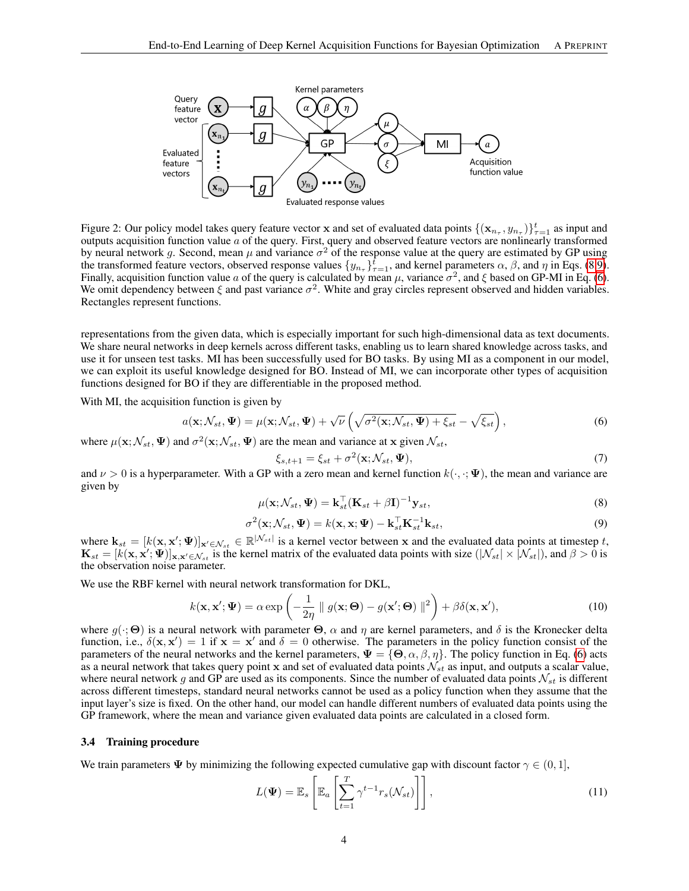Figure 2: Our policy model takes query feature vector $\mathbf{x}$ and set of evaluated data points $\{(\mathbf{x}_{n_\tau}, y_{n_\tau})\}_{\tau=1}^{t}$ as input and outputs acquisition function value $a$ of the query. First, query and observed feature vectors are nonlinearly transformed by neural network $g$. Second, mean $\mu$ and variance $\sigma^2$ of the response value at the query are estimated by GP using the transformed feature vectors, observed response values $\{y_{n_\tau}\}_{\tau=1}^{t}$, and kernel parameters $\alpha$, $\beta$, and $\eta$ in Eqs. (8,9). Finally, acquisition function value $a$ of the query is calculated by mean $\mu$, variance $\sigma^2$, and $\xi$ based on GP-MI in Eq. (6). We omit dependency between $\xi$ and past variance $\sigma^2$. White and gray circles represent observed and hidden variables. Rectangles represent functions.

representations from the given data, which is especially important for such high-dimensional data as text documents. We share neural networks in deep kernels across different tasks, enabling us to learn shared knowledge across tasks, and use it for unseen test tasks. MI has been successfully used for BO tasks. By using MI as a component in our model, we can exploit its useful knowledge designed for BO. Instead of MI, we can incorporate other types of acquisition functions designed for BO if they are differentiable in the proposed method.

With MI, the acquisition function is given by

$$a(\mathbf{x}; \mathcal{N}_{st}, \mathbf{\Psi}) = \mu(\mathbf{x}; \mathcal{N}_{st}, \mathbf{\Psi}) + \sqrt{\nu}\left(\sqrt{\sigma^2(\mathbf{x}; \mathcal{N}_{st}, \mathbf{\Psi}) + \xi_{st}} - \sqrt{\xi_{st}}\right), \tag{6}$$

where $\mu(\mathbf{x}; \mathcal{N}_{st}, \mathbf{\Psi})$ and $\sigma^2(\mathbf{x}; \mathcal{N}_{st}, \mathbf{\Psi})$ are the mean and variance at $\mathbf{x}$ given $\mathcal{N}_{st}$,

$$\xi_{s,t+1} = \xi_{st} + \sigma^2(\mathbf{x}; \mathcal{N}_{st}, \mathbf{\Psi}), \tag{7}$$

and $\nu > 0$ is a hyperparameter. With a GP with a zero mean and kernel function $k(\cdot, \cdot; \mathbf{\Psi})$, the mean and variance are given by

$$\mu(\mathbf{x}; \mathcal{N}_{st}, \mathbf{\Psi}) = \mathbf{k}_{st}^{\top}(\mathbf{K}_{st} + \beta\mathbf{I})^{-1}\mathbf{y}_{st}, \tag{8}$$

$$\sigma^2(\mathbf{x}; \mathcal{N}_{st}, \mathbf{\Psi}) = k(\mathbf{x}, \mathbf{x}; \mathbf{\Psi}) - \mathbf{k}_{st}^{\top}\mathbf{K}_{st}^{-1}\mathbf{k}_{st}, \tag{9}$$

where $\mathbf{k}_{st} = [k(\mathbf{x}, \mathbf{x}'; \mathbf{\Psi})]_{\mathbf{x}' \in \mathcal{N}_{st}} \in \mathbb{R}^{|\mathcal{N}_{st}|}$ is a kernel vector between $\mathbf{x}$ and the evaluated data points at timestep $t$, $\mathbf{K}_{st} = [k(\mathbf{x}, \mathbf{x}'; \mathbf{\Psi})]_{\mathbf{x}, \mathbf{x}' \in \mathcal{N}_{st}}$ is the kernel matrix of the evaluated data points with size $(|\mathcal{N}_{st}| \times |\mathcal{N}_{st}|)$, and $\beta > 0$ is the observation noise parameter.

We use the RBF kernel with neural network transformation for DKL,

$$k(\mathbf{x}, \mathbf{x}'; \mathbf{\Psi}) = \alpha \exp\left(-\frac{1}{2\eta} \parallel g(\mathbf{x}; \mathbf{\Theta}) - g(\mathbf{x}'; \mathbf{\Theta}) \parallel^2\right) + \beta\delta(\mathbf{x}, \mathbf{x}'), \tag{10}$$

where $g(\cdot; \mathbf{\Theta})$ is a neural network with parameter $\mathbf{\Theta}$, $\alpha$ and $\eta$ are kernel parameters, and $\delta$ is the Kronecker delta function, i.e., $\delta(\mathbf{x}, \mathbf{x}') = 1$ if $\mathbf{x} = \mathbf{x}'$ and $\delta = 0$ otherwise. The parameters in the policy function consist of the parameters of the neural networks and the kernel parameters, $\mathbf{\Psi} = \{\mathbf{\Theta}, \alpha, \beta, \eta\}$. The policy function in Eq. (6) acts as a neural network that takes query point $\mathbf{x}$ and set of evaluated data points $\mathcal{N}_{st}$ as input, and outputs a scalar value, where neural network $g$ and GP are used as its components. Since the number of evaluated data points $\mathcal{N}_{st}$ is different across different timesteps, standard neural networks cannot be used as a policy function when they assume that the input layer's size is fixed. On the other hand, our model can handle different numbers of evaluated data points using the GP framework, where the mean and variance given evaluated data points are calculated in a closed form.

### 3.4 Training procedure

We train parameters $\mathbf{\Psi}$ by minimizing the following expected cumulative gap with discount factor $\gamma \in (0, 1]$,

$$L(\mathbf{\Psi}) = \mathbb{E}_s\left[\mathbb{E}_a\left[\sum_{t=1}^{T} \gamma^{t-1} r_s(\mathcal{N}_{st})\right]\right], \tag{11}$$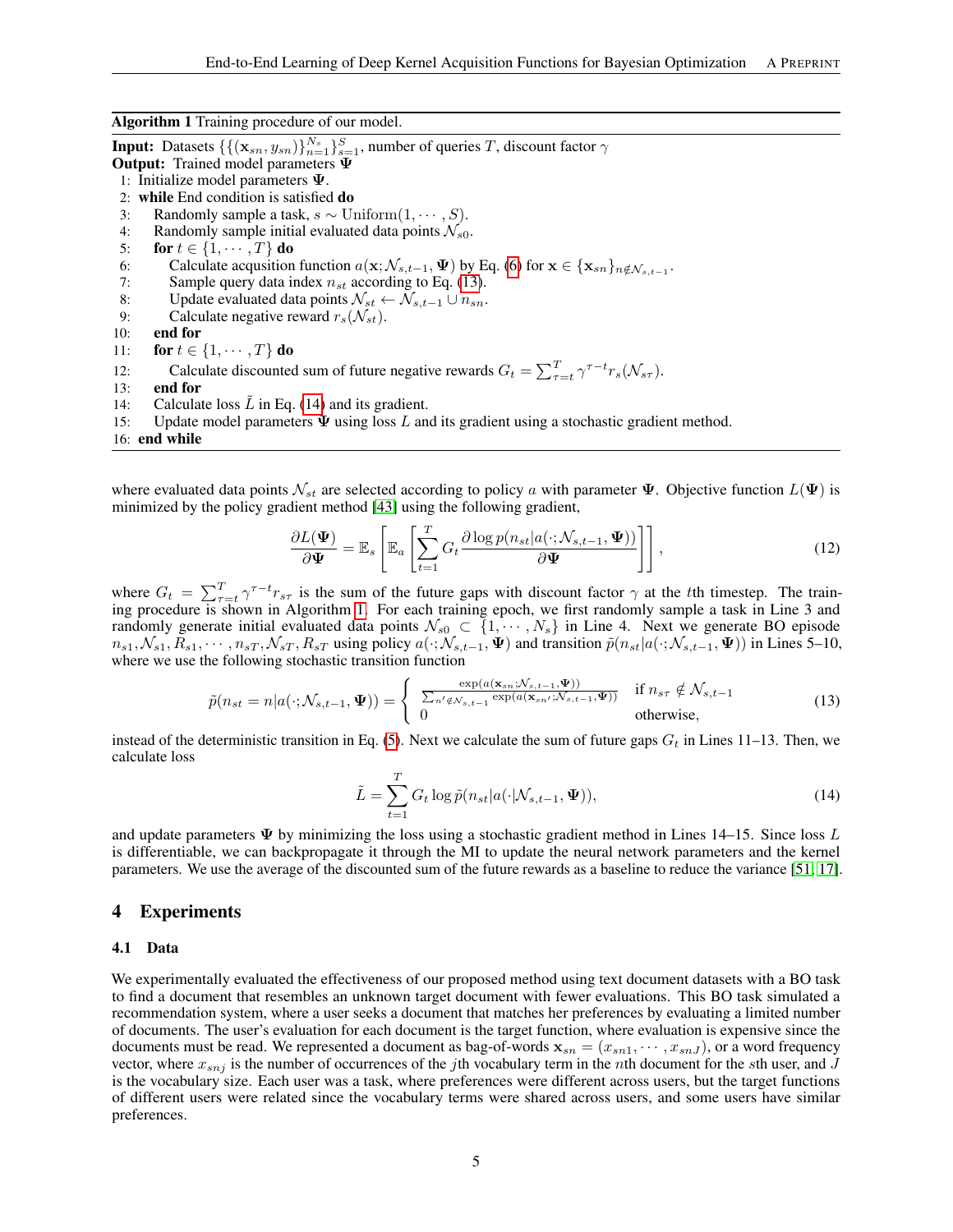**Algorithm 1** Training procedure of our model.

**Input:** Datasets $\{\{(\mathbf{x}_{sn}, y_{sn})\}_{n=1}^{N_s}\}_{s=1}^{S}$, number of queries $T$, discount factor $\gamma$
**Output:** Trained model parameters $\mathbf{\Psi}$

1: Initialize model parameters $\mathbf{\Psi}$.
2: **while** End condition is satisfied **do**
3: Randomly sample a task, $s \sim \text{Uniform}(1, \cdots, S)$.
4: Randomly sample initial evaluated data points $\mathcal{N}_{s0}$.
5: **for** $t \in \{1, \cdots, T\}$ **do**
6: Calculate acqusition function $a(\mathbf{x}; \mathcal{N}_{s,t-1}, \mathbf{\Psi})$ by Eq. (6) for $\mathbf{x} \in \{\mathbf{x}_{sn}\}_{n \notin \mathcal{N}_{s,t-1}}$.
7: Sample query data index $n_{st}$ according to Eq. (13).
8: Update evaluated data points $\mathcal{N}_{st} \leftarrow \mathcal{N}_{s,t-1} \cup n_{sn}$.
9: Calculate negative reward $r_s(\mathcal{N}_{st})$.
10: **end for**
11: **for** $t \in \{1, \cdots, T\}$ **do**
12: Calculate discounted sum of future negative rewards $G_t = \sum_{\tau=t}^{T} \gamma^{\tau-t} r_s(\mathcal{N}_{s\tau})$.
13: **end for**
14: Calculate loss $\tilde{L}$ in Eq. (14) and its gradient.
15: Update model parameters $\mathbf{\Psi}$ using loss $L$ and its gradient using a stochastic gradient method.
16: **end while**

where evaluated data points $\mathcal{N}_{st}$ are selected according to policy $a$ with parameter $\mathbf{\Psi}$. Objective function $L(\mathbf{\Psi})$ is minimized by the policy gradient method [43] using the following gradient,

$$\frac{\partial L(\mathbf{\Psi})}{\partial \mathbf{\Psi}} = \mathbb{E}_s \left[ \mathbb{E}_a \left[ \sum_{t=1}^{T} G_t \frac{\partial \log p(n_{st}|a(\cdot; \mathcal{N}_{s,t-1}, \mathbf{\Psi}))}{\partial \mathbf{\Psi}} \right] \right], \tag{12}$$

where $G_t = \sum_{\tau=t}^{T} \gamma^{\tau-t} r_{s\tau}$ is the sum of the future gaps with discount factor $\gamma$ at the $t$th timestep. The training procedure is shown in Algorithm 1. For each training epoch, we first randomly sample a task in Line 3 and randomly generate initial evaluated data points $\mathcal{N}_{s0} \subset \{1, \cdots, N_s\}$ in Line 4. Next we generate BO episode $n_{s1}, \mathcal{N}_{s1}, R_{s1}, \cdots, n_{sT}, \mathcal{N}_{sT}, R_{sT}$ using policy $a(\cdot; \mathcal{N}_{s,t-1}, \mathbf{\Psi})$ and transition $\tilde{p}(n_{st}|a(\cdot; \mathcal{N}_{s,t-1}, \mathbf{\Psi}))$ in Lines 5–10, where we use the following stochastic transition function

$$\tilde{p}(n_{st} = n|a(\cdot; \mathcal{N}_{s,t-1}, \mathbf{\Psi})) = \begin{cases} \frac{\exp(a(\mathbf{x}_{sn}; \mathcal{N}_{s,t-1}, \mathbf{\Psi}))}{\sum_{n' \notin \mathcal{N}_{s,t-1}} \exp(a(\mathbf{x}_{sn'}; \mathcal{N}_{s,t-1}, \mathbf{\Psi}))} & \text{if } n_{s\tau} \notin \mathcal{N}_{s,t-1} \\ 0 & \text{otherwise,} \end{cases} \tag{13}$$

instead of the deterministic transition in Eq. (5). Next we calculate the sum of future gaps $G_t$ in Lines 11–13. Then, we calculate loss

$$\tilde{L} = \sum_{t=1}^{T} G_t \log \tilde{p}(n_{st}|a(\cdot|\mathcal{N}_{s,t-1}, \mathbf{\Psi})), \tag{14}$$

and update parameters $\mathbf{\Psi}$ by minimizing the loss using a stochastic gradient method in Lines 14–15. Since loss $L$ is differentiable, we can backpropagate it through the MI to update the neural network parameters and the kernel parameters. We use the average of the discounted sum of the future rewards as a baseline to reduce the variance [51, 17].

## 4 Experiments

### 4.1 Data

We experimentally evaluated the effectiveness of our proposed method using text document datasets with a BO task to find a document that resembles an unknown target document with fewer evaluations. This BO task simulated a recommendation system, where a user seeks a document that matches her preferences by evaluating a limited number of documents. The user's evaluation for each document is the target function, where evaluation is expensive since the documents must be read. We represented a document as bag-of-words $\mathbf{x}_{sn} = (x_{sn1}, \cdots, x_{snJ})$, or a word frequency vector, where $x_{snj}$ is the number of occurrences of the $j$th vocabulary term in the $n$th document for the $s$th user, and $J$ is the vocabulary size. Each user was a task, where preferences were different across users, but the target functions of different users were related since the vocabulary terms were shared across users, and some users have similar preferences.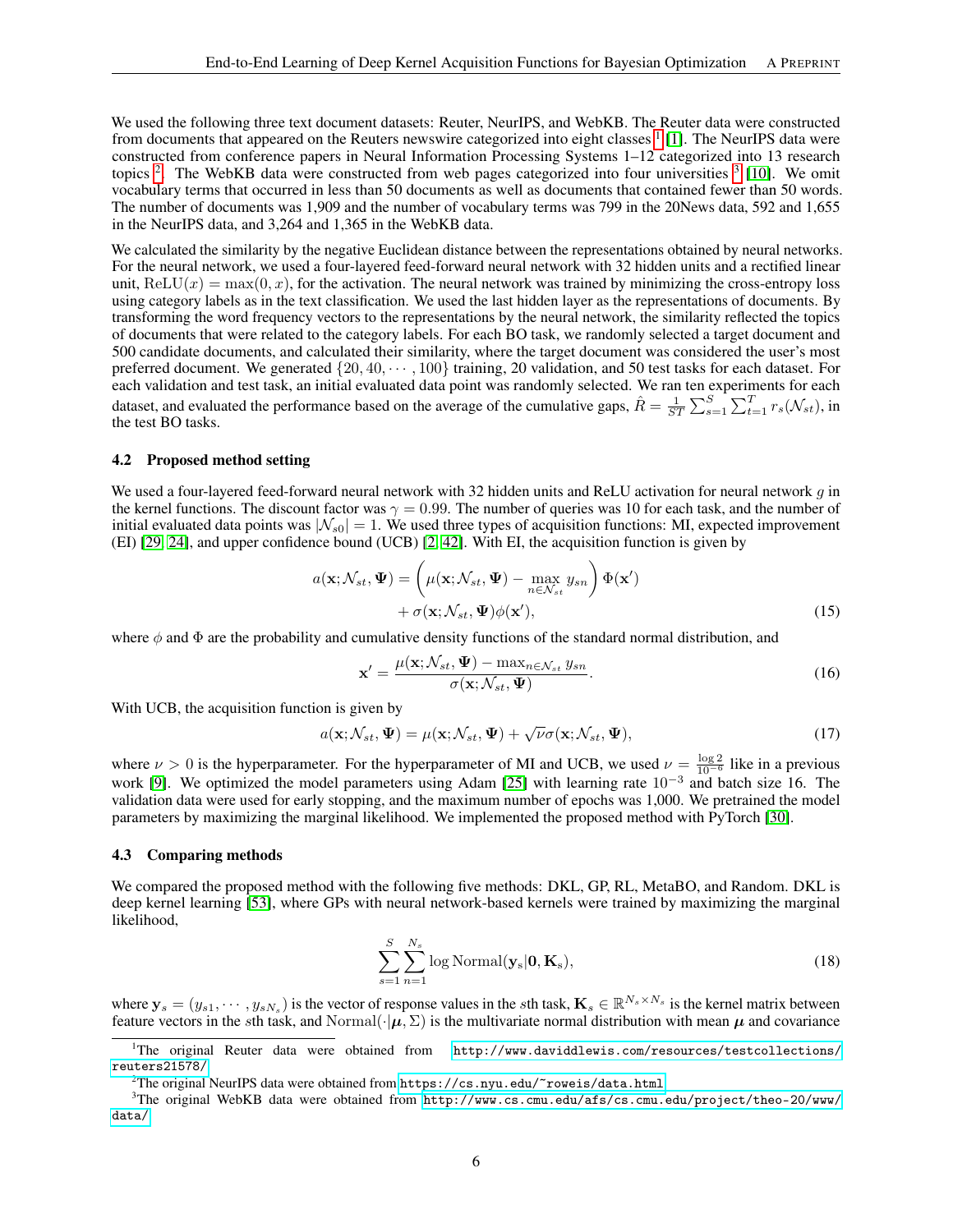We used the following three text document datasets: Reuter, NeurIPS, and WebKB. The Reuter data were constructed from documents that appeared on the Reuters newswire categorized into eight classes [1] [1]. The NeurIPS data were constructed from conference papers in Neural Information Processing Systems 1–12 categorized into 13 research topics [2]. The WebKB data were constructed from web pages categorized into four universities [3] [10]. We omit vocabulary terms that occurred in less than 50 documents as well as documents that contained fewer than 50 words. The number of documents was 1,909 and the number of vocabulary terms was 799 in the 20News data, 592 and 1,655 in the NeurIPS data, and 3,264 and 1,365 in the WebKB data.

We calculated the similarity by the negative Euclidean distance between the representations obtained by neural networks. For the neural network, we used a four-layered feed-forward neural network with 32 hidden units and a rectified linear unit, $\mathrm{ReLU}(x) = \max(0, x)$, for the activation. The neural network was trained by minimizing the cross-entropy loss using category labels as in the text classification. We used the last hidden layer as the representations of documents. By transforming the word frequency vectors to the representations by the neural network, the similarity reflected the topics of documents that were related to the category labels. For each BO task, we randomly selected a target document and 500 candidate documents, and calculated their similarity, where the target document was considered the user's most preferred document. We generated $\{20, 40, \cdots, 100\}$ training, 20 validation, and 50 test tasks for each dataset. For each validation and test task, an initial evaluated data point was randomly selected. We ran ten experiments for each dataset, and evaluated the performance based on the average of the cumulative gaps, $\hat{R} = \frac{1}{ST}\sum_{s=1}^{S}\sum_{t=1}^{T} r_s(\mathcal{N}_{st})$, in the test BO tasks.

### 4.2 Proposed method setting

We used a four-layered feed-forward neural network with 32 hidden units and ReLU activation for neural network $g$ in the kernel functions. The discount factor was $\gamma = 0.99$. The number of queries was 10 for each task, and the number of initial evaluated data points was $|\mathcal{N}_{s0}| = 1$. We used three types of acquisition functions: MI, expected improvement (EI) [29, 24], and upper confidence bound (UCB) [2, 42]. With EI, the acquisition function is given by

$$a(\mathbf{x}; \mathcal{N}_{st}, \boldsymbol{\Psi}) = \left( \mu(\mathbf{x}; \mathcal{N}_{st}, \boldsymbol{\Psi}) - \max_{n \in \mathcal{N}_{st}} y_{sn} \right) \Phi(\mathbf{x}') + \sigma(\mathbf{x}; \mathcal{N}_{st}, \boldsymbol{\Psi}) \phi(\mathbf{x}'), \tag{15}$$

where $\phi$ and $\Phi$ are the probability and cumulative density functions of the standard normal distribution, and

$$\mathbf{x}' = \frac{\mu(\mathbf{x}; \mathcal{N}_{st}, \boldsymbol{\Psi}) - \max_{n \in \mathcal{N}_{st}} y_{sn}}{\sigma(\mathbf{x}; \mathcal{N}_{st}, \boldsymbol{\Psi})}. \tag{16}$$

With UCB, the acquisition function is given by

$$a(\mathbf{x}; \mathcal{N}_{st}, \boldsymbol{\Psi}) = \mu(\mathbf{x}; \mathcal{N}_{st}, \boldsymbol{\Psi}) + \sqrt{\nu} \sigma(\mathbf{x}; \mathcal{N}_{st}, \boldsymbol{\Psi}), \tag{17}$$

where $\nu > 0$ is the hyperparameter. For the hyperparameter of MI and UCB, we used $\nu = \frac{\log 2}{10^{-6}}$ like in a previous work [9]. We optimized the model parameters using Adam [25] with learning rate $10^{-3}$ and batch size 16. The validation data were used for early stopping, and the maximum number of epochs was 1,000. We pretrained the model parameters by maximizing the marginal likelihood. We implemented the proposed method with PyTorch [30].

### 4.3 Comparing methods

We compared the proposed method with the following five methods: DKL, GP, RL, MetaBO, and Random. DKL is deep kernel learning [53], where GPs with neural network-based kernels were trained by maximizing the marginal likelihood,

$$\sum_{s=1}^{S} \sum_{n=1}^{N_s} \log \mathrm{Normal}(\mathbf{y}_s | \mathbf{0}, \mathbf{K}_s), \tag{18}$$

where $\mathbf{y}_s = (y_{s1}, \cdots, y_{sN_s})$ is the vector of response values in the $s$th task, $\mathbf{K}_s \in \mathbb{R}^{N_s \times N_s}$ is the kernel matrix between feature vectors in the $s$th task, and $\mathrm{Normal}(\cdot|\boldsymbol{\mu}, \Sigma)$ is the multivariate normal distribution with mean $\boldsymbol{\mu}$ and covariance

---

[1] The original Reuter data were obtained from http://www.daviddlewis.com/resources/testcollections/reuters21578/

[2] The original NeurIPS data were obtained from https://cs.nyu.edu/~roweis/data.html

[3] The original WebKB data were obtained from http://www.cs.cmu.edu/afs/cs.cmu.edu/project/theo-20/www/data/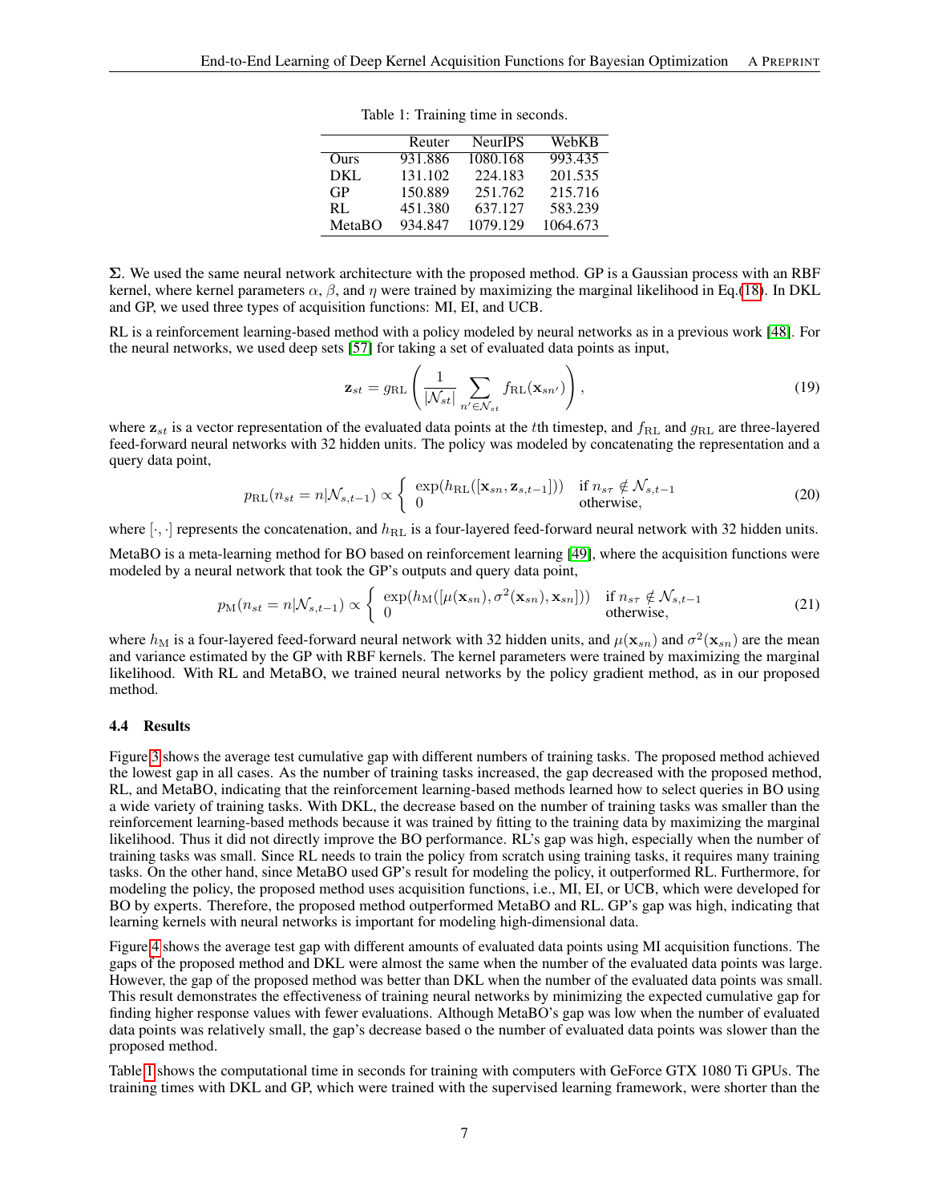Table 1: Training time in seconds.

| | Reuter | NeurIPS | WebKB |
|---|---|---|---|
| Ours | 931.886 | 1080.168 | 993.435 |
| DKL | 131.102 | 224.183 | 201.535 |
| GP | 150.889 | 251.762 | 215.716 |
| RL | 451.380 | 637.127 | 583.239 |
| MetaBO | 934.847 | 1079.129 | 1064.673 |

**Σ**. We used the same neural network architecture with the proposed method. GP is a Gaussian process with an RBF kernel, where kernel parameters $\alpha$, $\beta$, and $\eta$ were trained by maximizing the marginal likelihood in Eq.(18). In DKL and GP, we used three types of acquisition functions: MI, EI, and UCB.

RL is a reinforcement learning-based method with a policy modeled by neural networks as in a previous work [48]. For the neural networks, we used deep sets [57] for taking a set of evaluated data points as input,

$$\mathbf{z}_{st} = g_{\mathrm{RL}}\left(\frac{1}{|\mathcal{N}_{st}|}\sum_{n' \in \mathcal{N}_{st}} f_{\mathrm{RL}}(\mathbf{x}_{sn'})\right), \tag{19}$$

where $\mathbf{z}_{st}$ is a vector representation of the evaluated data points at the $t$th timestep, and $f_{\mathrm{RL}}$ and $g_{\mathrm{RL}}$ are three-layered feed-forward neural networks with 32 hidden units. The policy was modeled by concatenating the representation and a query data point,

$$p_{\mathrm{RL}}(n_{st} = n|\mathcal{N}_{s,t-1}) \propto \begin{cases} \exp(h_{\mathrm{RL}}([\mathbf{x}_{sn}, \mathbf{z}_{s,t-1}])) & \text{if } n_{s\tau} \notin \mathcal{N}_{s,t-1} \\ 0 & \text{otherwise,} \end{cases} \tag{20}$$

where $[\cdot, \cdot]$ represents the concatenation, and $h_{\mathrm{RL}}$ is a four-layered feed-forward neural network with 32 hidden units.

MetaBO is a meta-learning method for BO based on reinforcement learning [49], where the acquisition functions were modeled by a neural network that took the GP's outputs and query data point,

$$p_{\mathrm{M}}(n_{st} = n|\mathcal{N}_{s,t-1}) \propto \begin{cases} \exp(h_{\mathrm{M}}([\mu(\mathbf{x}_{sn}), \sigma^2(\mathbf{x}_{sn}), \mathbf{x}_{sn}])) & \text{if } n_{s\tau} \notin \mathcal{N}_{s,t-1} \\ 0 & \text{otherwise,} \end{cases} \tag{21}$$

where $h_{\mathrm{M}}$ is a four-layered feed-forward neural network with 32 hidden units, and $\mu(\mathbf{x}_{sn})$ and $\sigma^2(\mathbf{x}_{sn})$ are the mean and variance estimated by the GP with RBF kernels. The kernel parameters were trained by maximizing the marginal likelihood. With RL and MetaBO, we trained neural networks by the policy gradient method, as in our proposed method.

### 4.4 Results

Figure 3 shows the average test cumulative gap with different numbers of training tasks. The proposed method achieved the lowest gap in all cases. As the number of training tasks increased, the gap decreased with the proposed method, RL, and MetaBO, indicating that the reinforcement learning-based methods learned how to select queries in BO using a wide variety of training tasks. With DKL, the decrease based on the number of training tasks was smaller than the reinforcement learning-based methods because it was trained by fitting to the training data by maximizing the marginal likelihood. Thus it did not directly improve the BO performance. RL's gap was high, especially when the number of training tasks was small. Since RL needs to train the policy from scratch using training tasks, it requires many training tasks. On the other hand, since MetaBO used GP's result for modeling the policy, it outperformed RL. Furthermore, for modeling the policy, the proposed method uses acquisition functions, i.e., MI, EI, or UCB, which were developed for BO by experts. Therefore, the proposed method outperformed MetaBO and RL. GP's gap was high, indicating that learning kernels with neural networks is important for modeling high-dimensional data.

Figure 4 shows the average test gap with different amounts of evaluated data points using MI acquisition functions. The gaps of the proposed method and DKL were almost the same when the number of the evaluated data points was large. However, the gap of the proposed method was better than DKL when the number of the evaluated data points was small. This result demonstrates the effectiveness of training neural networks by minimizing the expected cumulative gap for finding higher response values with fewer evaluations. Although MetaBO's gap was low when the number of evaluated data points was relatively small, the gap's decrease based o the number of evaluated data points was slower than the proposed method.

Table 1 shows the computational time in seconds for training with computers with GeForce GTX 1080 Ti GPUs. The training times with DKL and GP, which were trained with the supervised learning framework, were shorter than the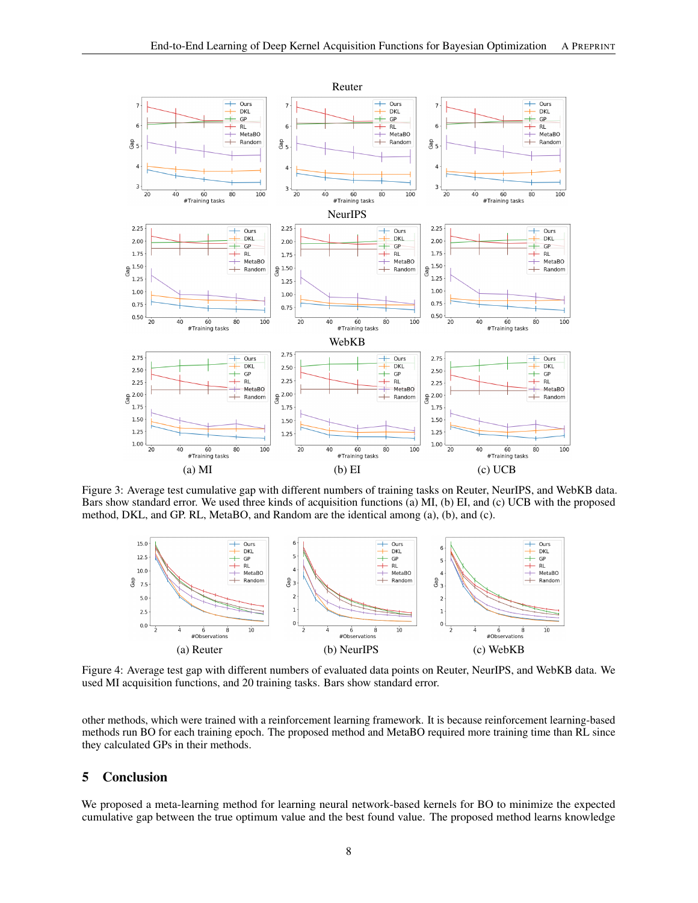Figure 3: Average test cumulative gap with different numbers of training tasks on Reuter, NeurIPS, and WebKB data. Bars show standard error. We used three kinds of acquisition functions (a) MI, (b) EI, and (c) UCB with the proposed method, DKL, and GP. RL, MetaBO, and Random are the identical among (a), (b), and (c).

Figure 4: Average test gap with different numbers of evaluated data points on Reuter, NeurIPS, and WebKB data. We used MI acquisition functions, and 20 training tasks. Bars show standard error.

other methods, which were trained with a reinforcement learning framework. It is because reinforcement learning-based methods run BO for each training epoch. The proposed method and MetaBO required more training time than RL since they calculated GPs in their methods.

## 5 Conclusion

We proposed a meta-learning method for learning neural network-based kernels for BO to minimize the expected cumulative gap between the true optimum value and the best found value. The proposed method learns knowledge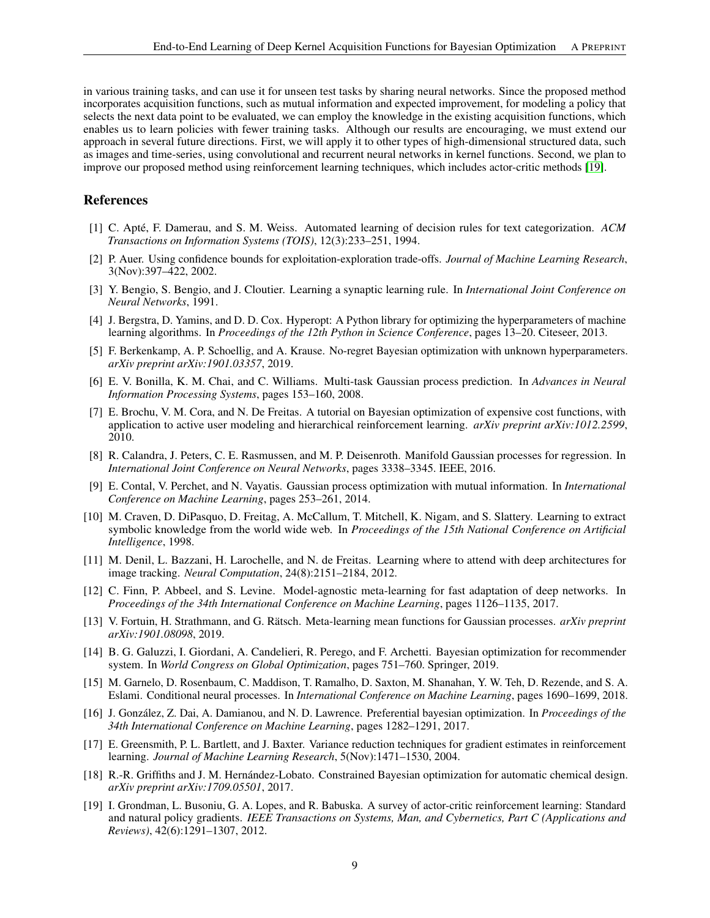in various training tasks, and can use it for unseen test tasks by sharing neural networks. Since the proposed method incorporates acquisition functions, such as mutual information and expected improvement, for modeling a policy that selects the next data point to be evaluated, we can employ the knowledge in the existing acquisition functions, which enables us to learn policies with fewer training tasks. Although our results are encouraging, we must extend our approach in several future directions. First, we will apply it to other types of high-dimensional structured data, such as images and time-series, using convolutional and recurrent neural networks in kernel functions. Second, we plan to improve our proposed method using reinforcement learning techniques, which includes actor-critic methods [19].

## References

[1] C. Apté, F. Damerau, and S. M. Weiss. Automated learning of decision rules for text categorization. *ACM Transactions on Information Systems (TOIS)*, 12(3):233–251, 1994.

[2] P. Auer. Using confidence bounds for exploitation-exploration trade-offs. *Journal of Machine Learning Research*, 3(Nov):397–422, 2002.

[3] Y. Bengio, S. Bengio, and J. Cloutier. Learning a synaptic learning rule. In *International Joint Conference on Neural Networks*, 1991.

[4] J. Bergstra, D. Yamins, and D. D. Cox. Hyperopt: A Python library for optimizing the hyperparameters of machine learning algorithms. In *Proceedings of the 12th Python in Science Conference*, pages 13–20. Citeseer, 2013.

[5] F. Berkenkamp, A. P. Schoellig, and A. Krause. No-regret Bayesian optimization with unknown hyperparameters. *arXiv preprint arXiv:1901.03357*, 2019.

[6] E. V. Bonilla, K. M. Chai, and C. Williams. Multi-task Gaussian process prediction. In *Advances in Neural Information Processing Systems*, pages 153–160, 2008.

[7] E. Brochu, V. M. Cora, and N. De Freitas. A tutorial on Bayesian optimization of expensive cost functions, with application to active user modeling and hierarchical reinforcement learning. *arXiv preprint arXiv:1012.2599*, 2010.

[8] R. Calandra, J. Peters, C. E. Rasmussen, and M. P. Deisenroth. Manifold Gaussian processes for regression. In *International Joint Conference on Neural Networks*, pages 3338–3345. IEEE, 2016.

[9] E. Contal, V. Perchet, and N. Vayatis. Gaussian process optimization with mutual information. In *International Conference on Machine Learning*, pages 253–261, 2014.

[10] M. Craven, D. DiPasquo, D. Freitag, A. McCallum, T. Mitchell, K. Nigam, and S. Slattery. Learning to extract symbolic knowledge from the world wide web. In *Proceedings of the 15th National Conference on Artificial Intelligence*, 1998.

[11] M. Denil, L. Bazzani, H. Larochelle, and N. de Freitas. Learning where to attend with deep architectures for image tracking. *Neural Computation*, 24(8):2151–2184, 2012.

[12] C. Finn, P. Abbeel, and S. Levine. Model-agnostic meta-learning for fast adaptation of deep networks. In *Proceedings of the 34th International Conference on Machine Learning*, pages 1126–1135, 2017.

[13] V. Fortuin, H. Strathmann, and G. Rätsch. Meta-learning mean functions for Gaussian processes. *arXiv preprint arXiv:1901.08098*, 2019.

[14] B. G. Galuzzi, I. Giordani, A. Candelieri, R. Perego, and F. Archetti. Bayesian optimization for recommender system. In *World Congress on Global Optimization*, pages 751–760. Springer, 2019.

[15] M. Garnelo, D. Rosenbaum, C. Maddison, T. Ramalho, D. Saxton, M. Shanahan, Y. W. Teh, D. Rezende, and S. A. Eslami. Conditional neural processes. In *International Conference on Machine Learning*, pages 1690–1699, 2018.

[16] J. González, Z. Dai, A. Damianou, and N. D. Lawrence. Preferential bayesian optimization. In *Proceedings of the 34th International Conference on Machine Learning*, pages 1282–1291, 2017.

[17] E. Greensmith, P. L. Bartlett, and J. Baxter. Variance reduction techniques for gradient estimates in reinforcement learning. *Journal of Machine Learning Research*, 5(Nov):1471–1530, 2004.

[18] R.-R. Griffiths and J. M. Hernández-Lobato. Constrained Bayesian optimization for automatic chemical design. *arXiv preprint arXiv:1709.05501*, 2017.

[19] I. Grondman, L. Busoniu, G. A. Lopes, and R. Babuska. A survey of actor-critic reinforcement learning: Standard and natural policy gradients. *IEEE Transactions on Systems, Man, and Cybernetics, Part C (Applications and Reviews)*, 42(6):1291–1307, 2012.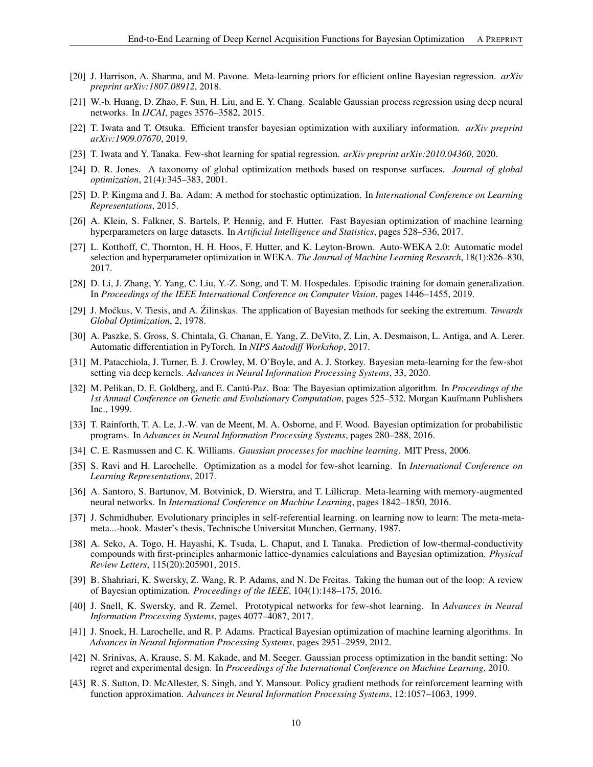[20] J. Harrison, A. Sharma, and M. Pavone. Meta-learning priors for efficient online Bayesian regression. *arXiv preprint arXiv:1807.08912*, 2018.

[21] W.-b. Huang, D. Zhao, F. Sun, H. Liu, and E. Y. Chang. Scalable Gaussian process regression using deep neural networks. In *IJCAI*, pages 3576–3582, 2015.

[22] T. Iwata and T. Otsuka. Efficient transfer bayesian optimization with auxiliary information. *arXiv preprint arXiv:1909.07670*, 2019.

[23] T. Iwata and Y. Tanaka. Few-shot learning for spatial regression. *arXiv preprint arXiv:2010.04360*, 2020.

[24] D. R. Jones. A taxonomy of global optimization methods based on response surfaces. *Journal of global optimization*, 21(4):345–383, 2001.

[25] D. P. Kingma and J. Ba. Adam: A method for stochastic optimization. In *International Conference on Learning Representations*, 2015.

[26] A. Klein, S. Falkner, S. Bartels, P. Hennig, and F. Hutter. Fast Bayesian optimization of machine learning hyperparameters on large datasets. In *Artificial Intelligence and Statistics*, pages 528–536, 2017.

[27] L. Kotthoff, C. Thornton, H. H. Hoos, F. Hutter, and K. Leyton-Brown. Auto-WEKA 2.0: Automatic model selection and hyperparameter optimization in WEKA. *The Journal of Machine Learning Research*, 18(1):826–830, 2017.

[28] D. Li, J. Zhang, Y. Yang, C. Liu, Y.-Z. Song, and T. M. Hospedales. Episodic training for domain generalization. In *Proceedings of the IEEE International Conference on Computer Vision*, pages 1446–1455, 2019.

[29] J. Moćkus, V. Tiesis, and A. Źilinskas. The application of Bayesian methods for seeking the extremum. *Towards Global Optimization*, 2, 1978.

[30] A. Paszke, S. Gross, S. Chintala, G. Chanan, E. Yang, Z. DeVito, Z. Lin, A. Desmaison, L. Antiga, and A. Lerer. Automatic differentiation in PyTorch. In *NIPS Autodiff Workshop*, 2017.

[31] M. Patacchiola, J. Turner, E. J. Crowley, M. O'Boyle, and A. J. Storkey. Bayesian meta-learning for the few-shot setting via deep kernels. *Advances in Neural Information Processing Systems*, 33, 2020.

[32] M. Pelikan, D. E. Goldberg, and E. Cantú-Paz. Boa: The Bayesian optimization algorithm. In *Proceedings of the 1st Annual Conference on Genetic and Evolutionary Computation*, pages 525–532. Morgan Kaufmann Publishers Inc., 1999.

[33] T. Rainforth, T. A. Le, J.-W. van de Meent, M. A. Osborne, and F. Wood. Bayesian optimization for probabilistic programs. In *Advances in Neural Information Processing Systems*, pages 280–288, 2016.

[34] C. E. Rasmussen and C. K. Williams. *Gaussian processes for machine learning*. MIT Press, 2006.

[35] S. Ravi and H. Larochelle. Optimization as a model for few-shot learning. In *International Conference on Learning Representations*, 2017.

[36] A. Santoro, S. Bartunov, M. Botvinick, D. Wierstra, and T. Lillicrap. Meta-learning with memory-augmented neural networks. In *International Conference on Machine Learning*, pages 1842–1850, 2016.

[37] J. Schmidhuber. Evolutionary principles in self-referential learning. on learning now to learn: The meta-meta-meta...-hook. Master's thesis, Technische Universitat Munchen, Germany, 1987.

[38] A. Seko, A. Togo, H. Hayashi, K. Tsuda, L. Chaput, and I. Tanaka. Prediction of low-thermal-conductivity compounds with first-principles anharmonic lattice-dynamics calculations and Bayesian optimization. *Physical Review Letters*, 115(20):205901, 2015.

[39] B. Shahriari, K. Swersky, Z. Wang, R. P. Adams, and N. De Freitas. Taking the human out of the loop: A review of Bayesian optimization. *Proceedings of the IEEE*, 104(1):148–175, 2016.

[40] J. Snell, K. Swersky, and R. Zemel. Prototypical networks for few-shot learning. In *Advances in Neural Information Processing Systems*, pages 4077–4087, 2017.

[41] J. Snoek, H. Larochelle, and R. P. Adams. Practical Bayesian optimization of machine learning algorithms. In *Advances in Neural Information Processing Systems*, pages 2951–2959, 2012.

[42] N. Srinivas, A. Krause, S. M. Kakade, and M. Seeger. Gaussian process optimization in the bandit setting: No regret and experimental design. In *Proceedings of the International Conference on Machine Learning*, 2010.

[43] R. S. Sutton, D. McAllester, S. Singh, and Y. Mansour. Policy gradient methods for reinforcement learning with function approximation. *Advances in Neural Information Processing Systems*, 12:1057–1063, 1999.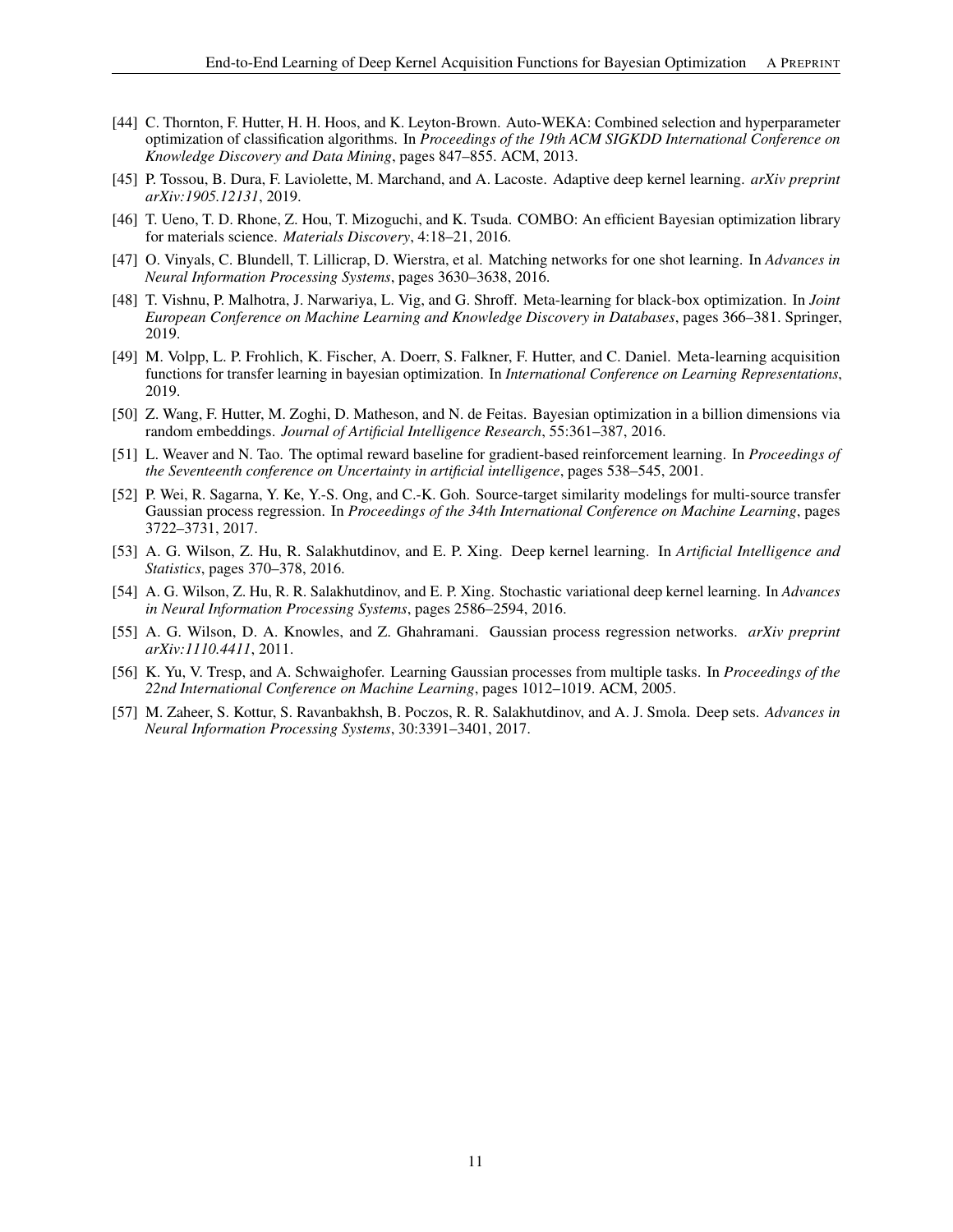[44] C. Thornton, F. Hutter, H. H. Hoos, and K. Leyton-Brown. Auto-WEKA: Combined selection and hyperparameter optimization of classification algorithms. In *Proceedings of the 19th ACM SIGKDD International Conference on Knowledge Discovery and Data Mining*, pages 847–855. ACM, 2013.

[45] P. Tossou, B. Dura, F. Laviolette, M. Marchand, and A. Lacoste. Adaptive deep kernel learning. *arXiv preprint arXiv:1905.12131*, 2019.

[46] T. Ueno, T. D. Rhone, Z. Hou, T. Mizoguchi, and K. Tsuda. COMBO: An efficient Bayesian optimization library for materials science. *Materials Discovery*, 4:18–21, 2016.

[47] O. Vinyals, C. Blundell, T. Lillicrap, D. Wierstra, et al. Matching networks for one shot learning. In *Advances in Neural Information Processing Systems*, pages 3630–3638, 2016.

[48] T. Vishnu, P. Malhotra, J. Narwariya, L. Vig, and G. Shroff. Meta-learning for black-box optimization. In *Joint European Conference on Machine Learning and Knowledge Discovery in Databases*, pages 366–381. Springer, 2019.

[49] M. Volpp, L. P. Frohlich, K. Fischer, A. Doerr, S. Falkner, F. Hutter, and C. Daniel. Meta-learning acquisition functions for transfer learning in bayesian optimization. In *International Conference on Learning Representations*, 2019.

[50] Z. Wang, F. Hutter, M. Zoghi, D. Matheson, and N. de Feitas. Bayesian optimization in a billion dimensions via random embeddings. *Journal of Artificial Intelligence Research*, 55:361–387, 2016.

[51] L. Weaver and N. Tao. The optimal reward baseline for gradient-based reinforcement learning. In *Proceedings of the Seventeenth conference on Uncertainty in artificial intelligence*, pages 538–545, 2001.

[52] P. Wei, R. Sagarna, Y. Ke, Y.-S. Ong, and C.-K. Goh. Source-target similarity modelings for multi-source transfer Gaussian process regression. In *Proceedings of the 34th International Conference on Machine Learning*, pages 3722–3731, 2017.

[53] A. G. Wilson, Z. Hu, R. Salakhutdinov, and E. P. Xing. Deep kernel learning. In *Artificial Intelligence and Statistics*, pages 370–378, 2016.

[54] A. G. Wilson, Z. Hu, R. R. Salakhutdinov, and E. P. Xing. Stochastic variational deep kernel learning. In *Advances in Neural Information Processing Systems*, pages 2586–2594, 2016.

[55] A. G. Wilson, D. A. Knowles, and Z. Ghahramani. Gaussian process regression networks. *arXiv preprint arXiv:1110.4411*, 2011.

[56] K. Yu, V. Tresp, and A. Schwaighofer. Learning Gaussian processes from multiple tasks. In *Proceedings of the 22nd International Conference on Machine Learning*, pages 1012–1019. ACM, 2005.

[57] M. Zaheer, S. Kottur, S. Ravanbakhsh, B. Poczos, R. R. Salakhutdinov, and A. J. Smola. Deep sets. *Advances in Neural Information Processing Systems*, 30:3391–3401, 2017.